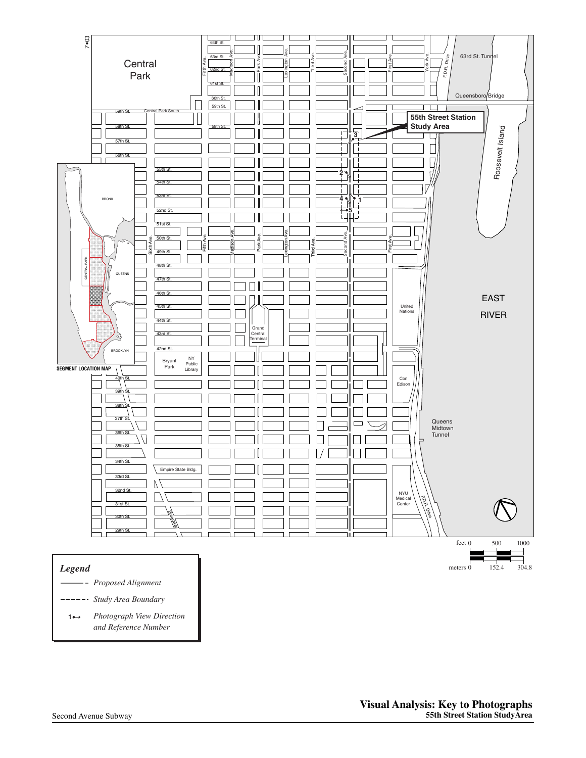7•03

Central Park

64th St.
63rd St.
62nd St.
61st St.
60th St.
59th St.
Central Park South
58th St.
57th St.
56th St.
55th St.
54th St.
53rd St.
52nd St.
51st St.
50th St.
49th St.
48th St.
47th St.
46th St.
45th St.
44th St.
43rd St.
42nd St.
40th St.
39th St.
38th St.
37th St.
36th St.
35th St.
34th St.
33rd St.
32nd St.
31st St.
30th St.
29th St.

Sixth Ave.
Fifth Ave.
Madison Ave.
Park Ave.
Lexington Ave.
Third Ave.
Second Ave.
First Ave.
York Ave.
F.D.R. Drive

63rd St. Tunnel
Queensboro Bridge
Roosevelt Island

**55th Street Station Study Area**

EAST RIVER

United Nations
Grand Central Terminal
Bryant Park
NY Public Library
Con Edison
Queens Midtown Tunnel
Empire State Bldg.
Broadway
NYU Medical Center

BRONX
CENTRAL PARK
QUEENS
BROOKLYN

**SEGMENT LOCATION MAP**

feet 0 500 1000
meters 0 152.4 304.8

*Legend*

*Proposed Alignment*

*Study Area Boundary*

1 *Photograph View Direction and Reference Number*

**Visual Analysis: Key to Photographs**
**55th Street Station StudyArea**

Second Avenue Subway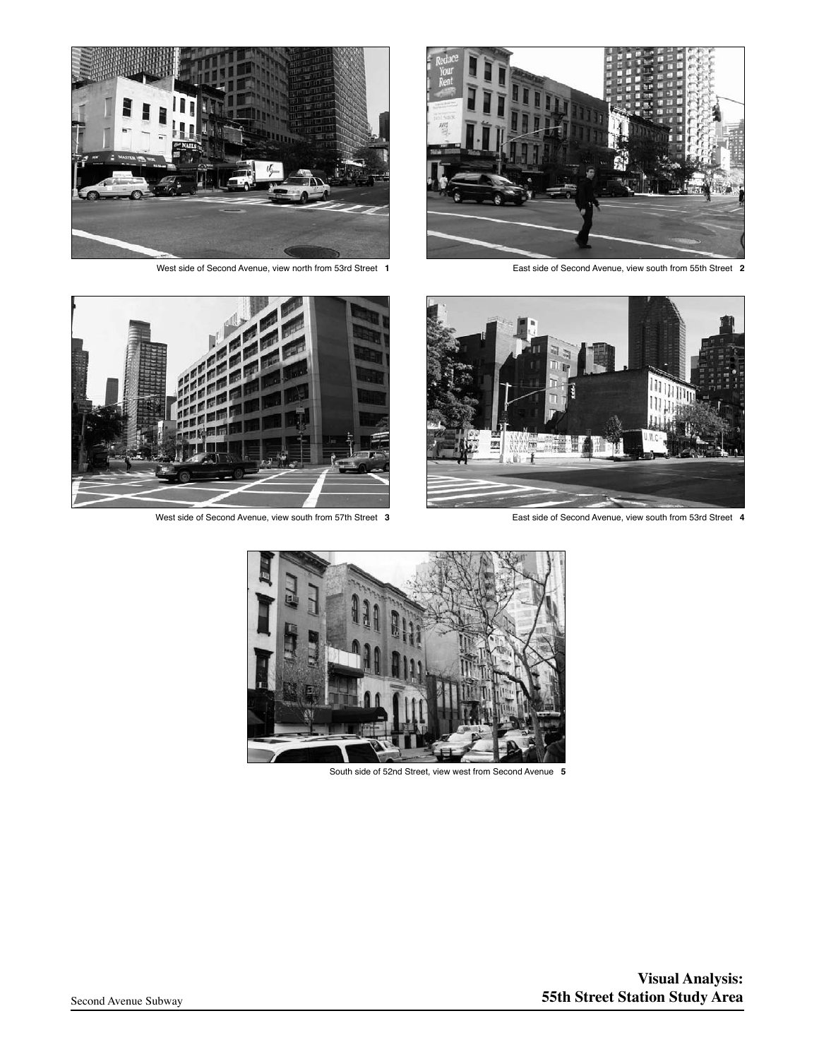West side of Second Avenue, view north from 53rd Street **1**

East side of Second Avenue, view south from 55th Street **2**

West side of Second Avenue, view south from 57th Street **3**

East side of Second Avenue, view south from 53rd Street **4**

South side of 52nd Street, view west from Second Avenue **5**

**Visual Analysis: 55th Street Station Study Area**